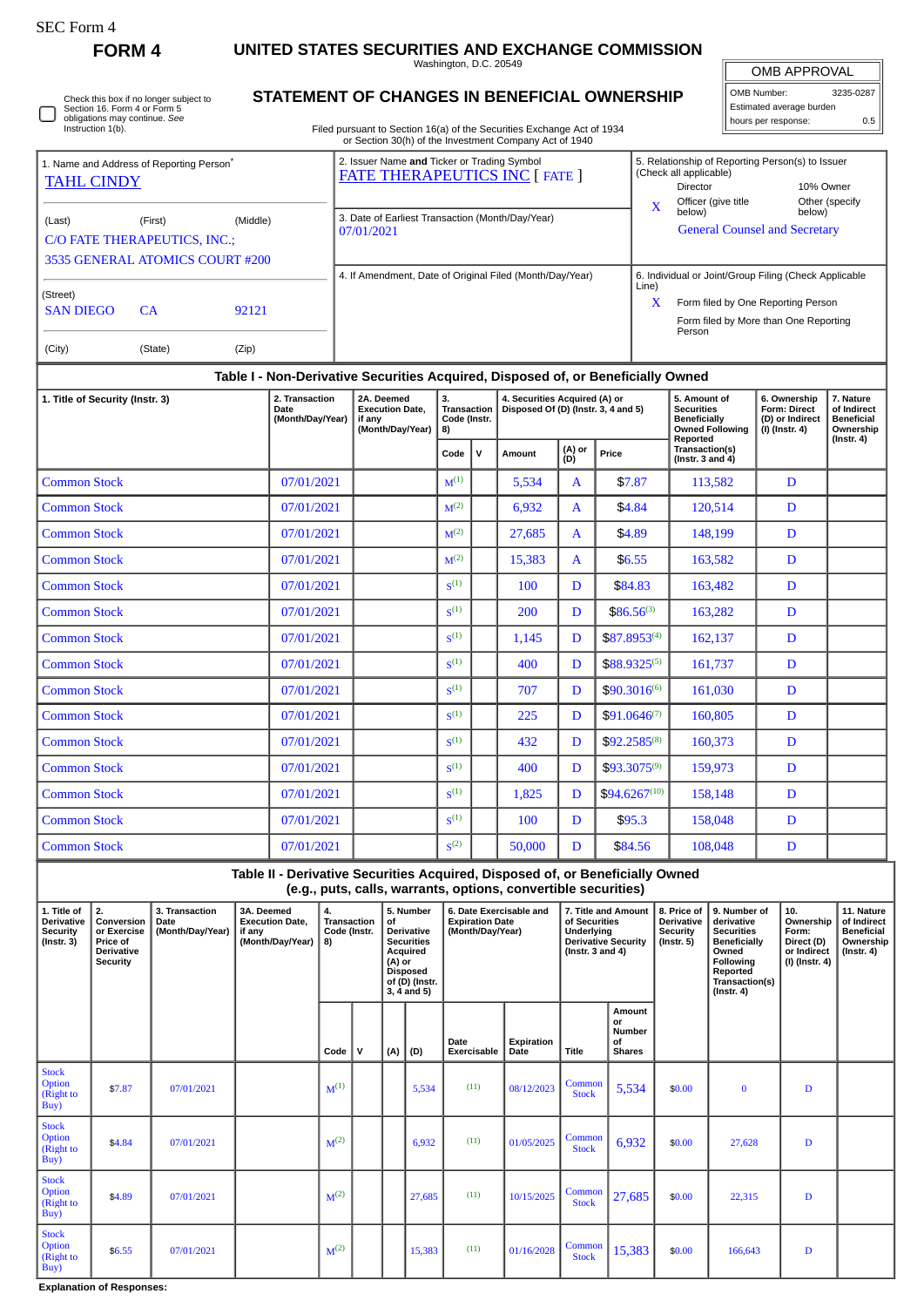SEC Form 4

**FORM 4**

# UNITED STATES SECURITIES AND EXCHANGE COMMISSION

Washington, D.C. 20549

## STATEMENT OF CHANGES IN BENEFICIAL OWNERSHIP

Filed pursuant to Section 16(a) of the Securities Exchange Act of 1934 or Section 30(h) of the Investment Company Act of 1940

| OMB APPROVAL | |
|---|---|
| OMB Number: | 3235-0287 |
| Estimated average burden | |
| hours per response: | 0.5 |

☐ Check this box if no longer subject to Section 16. Form 4 or Form 5 obligations may continue. *See* Instruction 1(b).

| 1. Name and Address of Reporting Person* | 2. Issuer Name **and** Ticker or Trading Symbol | 5. Relationship of Reporting Person(s) to Issuer (Check all applicable) |
|---|---|---|
| TAHL CINDY | FATE THERAPEUTICS INC [ FATE ] | Director / 10% Owner |
| (Last) (First) (Middle) | 3. Date of Earliest Transaction (Month/Day/Year) | X Officer (give title below) / Other (specify below) |
| C/O FATE THERAPEUTICS, INC.; 3535 GENERAL ATOMICS COURT #200 | 07/01/2021 | General Counsel and Secretary |
| (Street) | 4. If Amendment, Date of Original Filed (Month/Day/Year) | 6. Individual or Joint/Group Filing (Check Applicable Line) |
| SAN DIEGO CA 92121 | | X Form filed by One Reporting Person |
| (City) (State) (Zip) | | Form filed by More than One Reporting Person |

### Table I - Non-Derivative Securities Acquired, Disposed of, or Beneficially Owned

| 1. Title of Security (Instr. 3) | 2. Transaction Date (Month/Day/Year) | 2A. Deemed Execution Date, if any (Month/Day/Year) | 3. Transaction Code (Instr. 8) | | 4. Securities Acquired (A) or Disposed Of (D) (Instr. 3, 4 and 5) | | | 5. Amount of Securities Beneficially Owned Following Reported Transaction(s) (Instr. 3 and 4) | 6. Ownership Form: Direct (D) or Indirect (I) (Instr. 4) | 7. Nature of Indirect Beneficial Ownership (Instr. 4) |
|---|---|---|---|---|---|---|---|---|---|---|
| | | | Code | V | Amount | (A) or (D) | Price | | | |
| Common Stock | 07/01/2021 | | M[(1)] | | 5,534 | A | $7.87 | 113,582 | D | |
| Common Stock | 07/01/2021 | | M[(2)] | | 6,932 | A | $4.84 | 120,514 | D | |
| Common Stock | 07/01/2021 | | M[(2)] | | 27,685 | A | $4.89 | 148,199 | D | |
| Common Stock | 07/01/2021 | | M[(2)] | | 15,383 | A | $6.55 | 163,582 | D | |
| Common Stock | 07/01/2021 | | S[(1)] | | 100 | D | $84.83 | 163,482 | D | |
| Common Stock | 07/01/2021 | | S[(1)] | | 200 | D | $86.56[(3)] | 163,282 | D | |
| Common Stock | 07/01/2021 | | S[(1)] | | 1,145 | D | $87.8953[(4)] | 162,137 | D | |
| Common Stock | 07/01/2021 | | S[(1)] | | 400 | D | $88.9325[(5)] | 161,737 | D | |
| Common Stock | 07/01/2021 | | S[(1)] | | 707 | D | $90.3016[(6)] | 161,030 | D | |
| Common Stock | 07/01/2021 | | S[(1)] | | 225 | D | $91.0646[(7)] | 160,805 | D | |
| Common Stock | 07/01/2021 | | S[(1)] | | 432 | D | $92.2585[(8)] | 160,373 | D | |
| Common Stock | 07/01/2021 | | S[(1)] | | 400 | D | $93.3075[(9)] | 159,973 | D | |
| Common Stock | 07/01/2021 | | S[(1)] | | 1,825 | D | $94.6267[(10)] | 158,148 | D | |
| Common Stock | 07/01/2021 | | S[(1)] | | 100 | D | $95.3 | 158,048 | D | |
| Common Stock | 07/01/2021 | | S[(2)] | | 50,000 | D | $84.56 | 108,048 | D | |

### Table II - Derivative Securities Acquired, Disposed of, or Beneficially Owned (e.g., puts, calls, warrants, options, convertible securities)

| 1. Title of Derivative Security (Instr. 3) | 2. Conversion or Exercise Price of Derivative Security | 3. Transaction Date (Month/Day/Year) | 3A. Deemed Execution Date, if any (Month/Day/Year) | 4. Transaction Code (Instr. 8) | | 5. Number of Derivative Securities Acquired (A) or Disposed of (D) (Instr. 3, 4 and 5) | | 6. Date Exercisable and Expiration Date (Month/Day/Year) | | 7. Title and Amount of Securities Underlying Derivative Security (Instr. 3 and 4) | | 8. Price of Derivative Security (Instr. 5) | 9. Number of derivative Securities Beneficially Owned Following Reported Transaction(s) (Instr. 4) | 10. Ownership Form: Direct (D) or Indirect (I) (Instr. 4) | 11. Nature of Indirect Beneficial Ownership (Instr. 4) |
|---|---|---|---|---|---|---|---|---|---|---|---|---|---|---|---|
| | | | | Code | V | (A) | (D) | Date Exercisable | Expiration Date | Title | Amount or Number of Shares | | | | |
| Stock Option (Right to Buy) | $7.87 | 07/01/2021 | | M[(1)] | | | 5,534 | (11) | 08/12/2023 | Common Stock | 5,534 | $0.00 | 0 | D | |
| Stock Option (Right to Buy) | $4.84 | 07/01/2021 | | M[(2)] | | | 6,932 | (11) | 01/05/2025 | Common Stock | 6,932 | $0.00 | 27,628 | D | |
| Stock Option (Right to Buy) | $4.89 | 07/01/2021 | | M[(2)] | | | 27,685 | (11) | 10/15/2025 | Common Stock | 27,685 | $0.00 | 22,315 | D | |
| Stock Option (Right to Buy) | $6.55 | 07/01/2021 | | M[(2)] | | | 15,383 | (11) | 01/16/2028 | Common Stock | 15,383 | $0.00 | 166,643 | D | |

**Explanation of Responses:**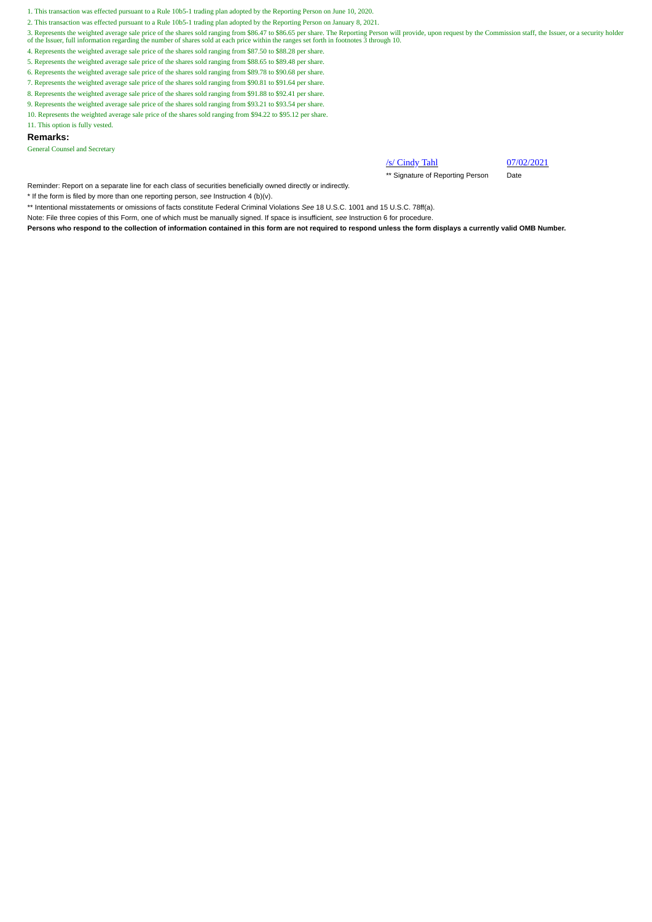1. This transaction was effected pursuant to a Rule 10b5-1 trading plan adopted by the Reporting Person on June 10, 2020.

2. This transaction was effected pursuant to a Rule 10b5-1 trading plan adopted by the Reporting Person on January 8, 2021.

3. Represents the weighted average sale price of the shares sold ranging from $86.47 to $86.65 per share. The Reporting Person will provide, upon request by the Commission staff, the Issuer, or a security holder of the Issuer, full information regarding the number of shares sold at each price within the ranges set forth in footnotes 3 through 10.

4. Represents the weighted average sale price of the shares sold ranging from $87.50 to $88.28 per share.

5. Represents the weighted average sale price of the shares sold ranging from $88.65 to $89.48 per share.

6. Represents the weighted average sale price of the shares sold ranging from $89.78 to $90.68 per share.

7. Represents the weighted average sale price of the shares sold ranging from $90.81 to $91.64 per share.

8. Represents the weighted average sale price of the shares sold ranging from $91.88 to $92.41 per share.

9. Represents the weighted average sale price of the shares sold ranging from $93.21 to $93.54 per share.

10. Represents the weighted average sale price of the shares sold ranging from $94.22 to $95.12 per share.

11. This option is fully vested.

## Remarks:

General Counsel and Secretary

| | |
|---|---|
| /s/ Cindy Tahl | 07/02/2021 |
| ** Signature of Reporting Person | Date |

Reminder: Report on a separate line for each class of securities beneficially owned directly or indirectly.

* If the form is filed by more than one reporting person, *see* Instruction 4 (b)(v).

** Intentional misstatements or omissions of facts constitute Federal Criminal Violations *See* 18 U.S.C. 1001 and 15 U.S.C. 78ff(a).

Note: File three copies of this Form, one of which must be manually signed. If space is insufficient, *see* Instruction 6 for procedure.

**Persons who respond to the collection of information contained in this form are not required to respond unless the form displays a currently valid OMB Number.**